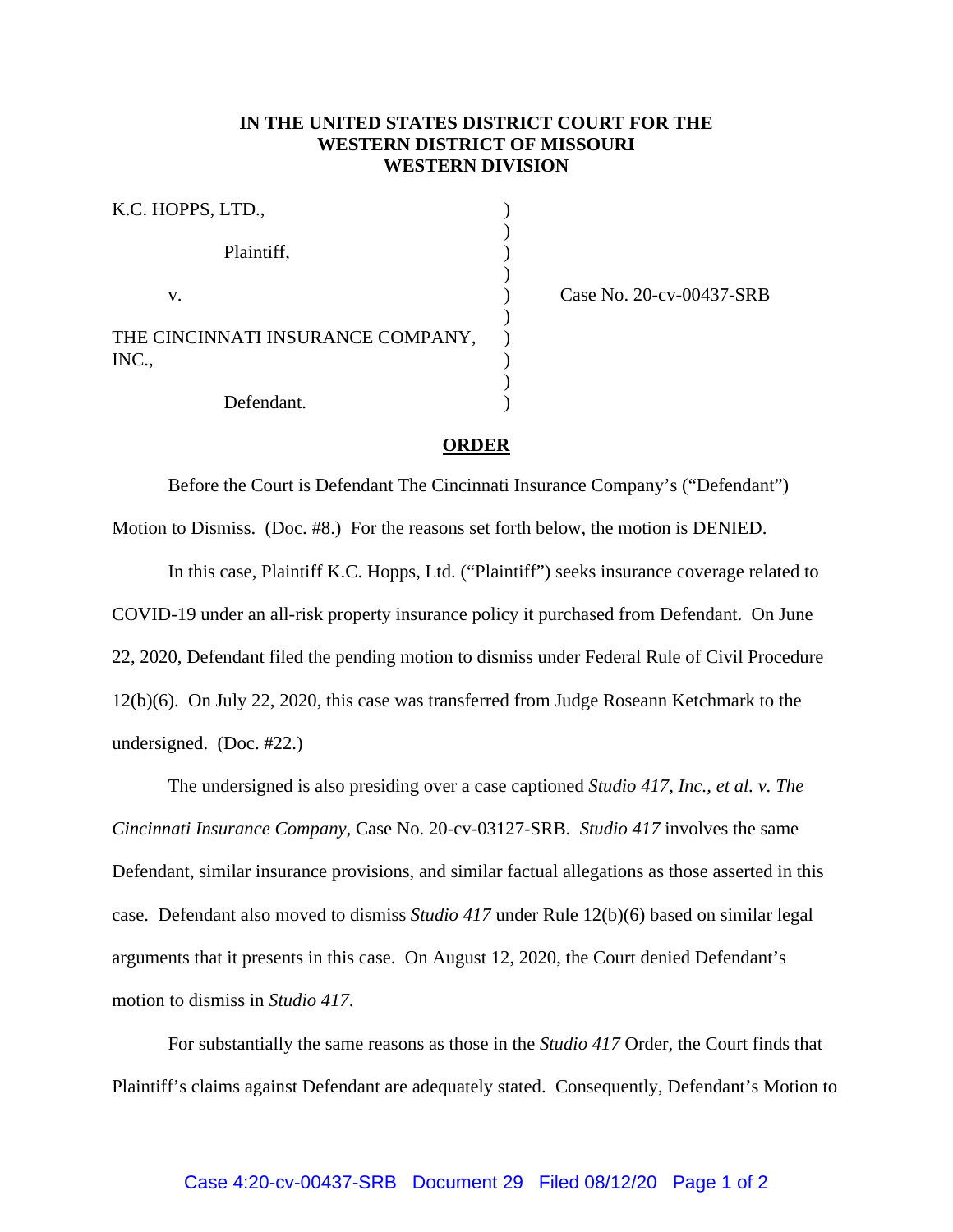**IN THE UNITED STATES DISTRICT COURT FOR THE WESTERN DISTRICT OF MISSOURI WESTERN DIVISION**

| | | |
|---|---|---|
| K.C. HOPPS, LTD., | ) | |
| | ) | |
| Plaintiff, | ) | |
| | ) | |
| v. | ) | Case No. 20-cv-00437-SRB |
| | ) | |
| THE CINCINNATI INSURANCE COMPANY, INC., | ) | |
| | ) | |
| Defendant. | ) | |

**ORDER**

Before the Court is Defendant The Cincinnati Insurance Company's ("Defendant") Motion to Dismiss. (Doc. #8.) For the reasons set forth below, the motion is DENIED.

In this case, Plaintiff K.C. Hopps, Ltd. ("Plaintiff") seeks insurance coverage related to COVID-19 under an all-risk property insurance policy it purchased from Defendant. On June 22, 2020, Defendant filed the pending motion to dismiss under Federal Rule of Civil Procedure 12(b)(6). On July 22, 2020, this case was transferred from Judge Roseann Ketchmark to the undersigned. (Doc. #22.)

The undersigned is also presiding over a case captioned *Studio 417, Inc., et al. v. The Cincinnati Insurance Company*, Case No. 20-cv-03127-SRB. *Studio 417* involves the same Defendant, similar insurance provisions, and similar factual allegations as those asserted in this case. Defendant also moved to dismiss *Studio 417* under Rule 12(b)(6) based on similar legal arguments that it presents in this case. On August 12, 2020, the Court denied Defendant's motion to dismiss in *Studio 417*.

For substantially the same reasons as those in the *Studio 417* Order, the Court finds that Plaintiff's claims against Defendant are adequately stated. Consequently, Defendant's Motion to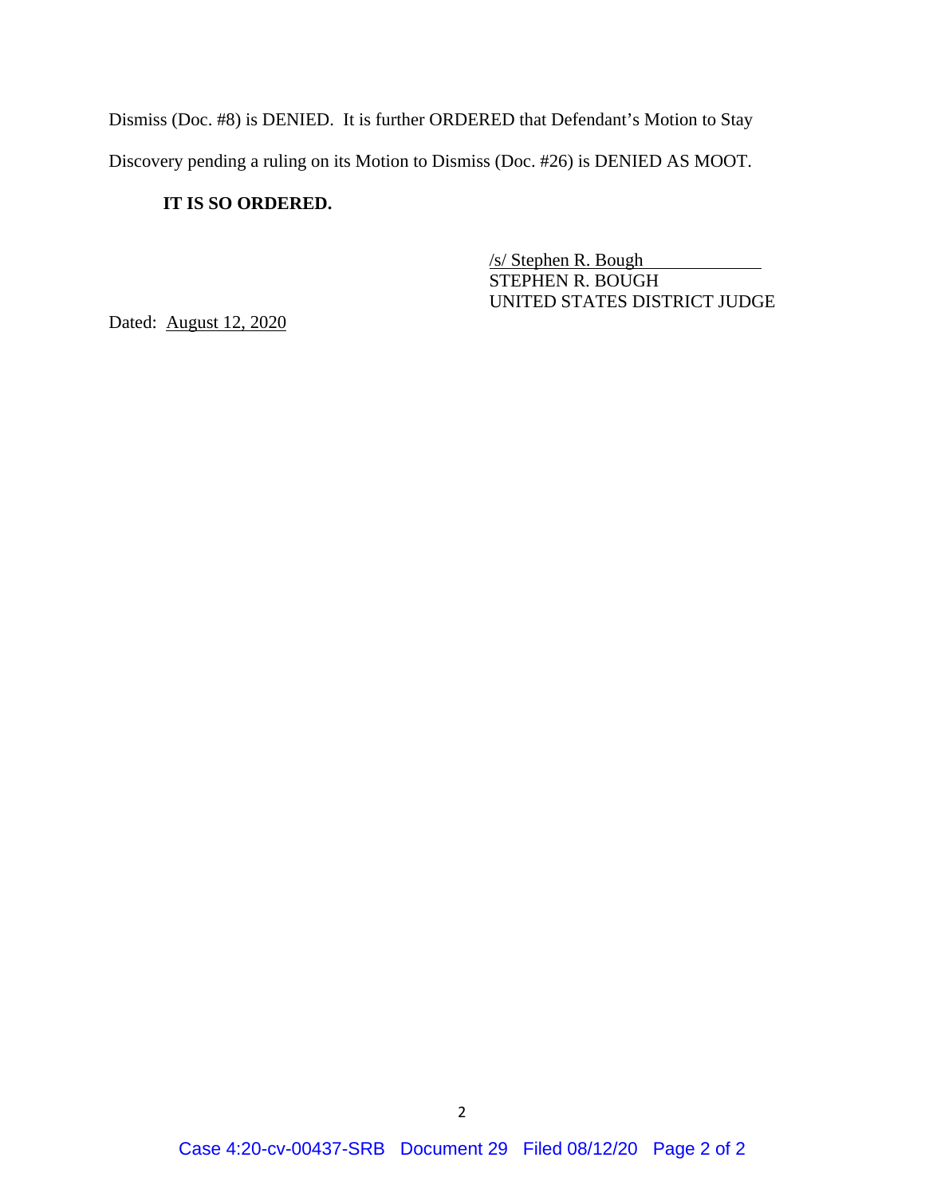Dismiss (Doc. #8) is DENIED. It is further ORDERED that Defendant's Motion to Stay Discovery pending a ruling on its Motion to Dismiss (Doc. #26) is DENIED AS MOOT.

**IT IS SO ORDERED.**

/s/ Stephen R. Bough
STEPHEN R. BOUGH
UNITED STATES DISTRICT JUDGE

Dated: August 12, 2020